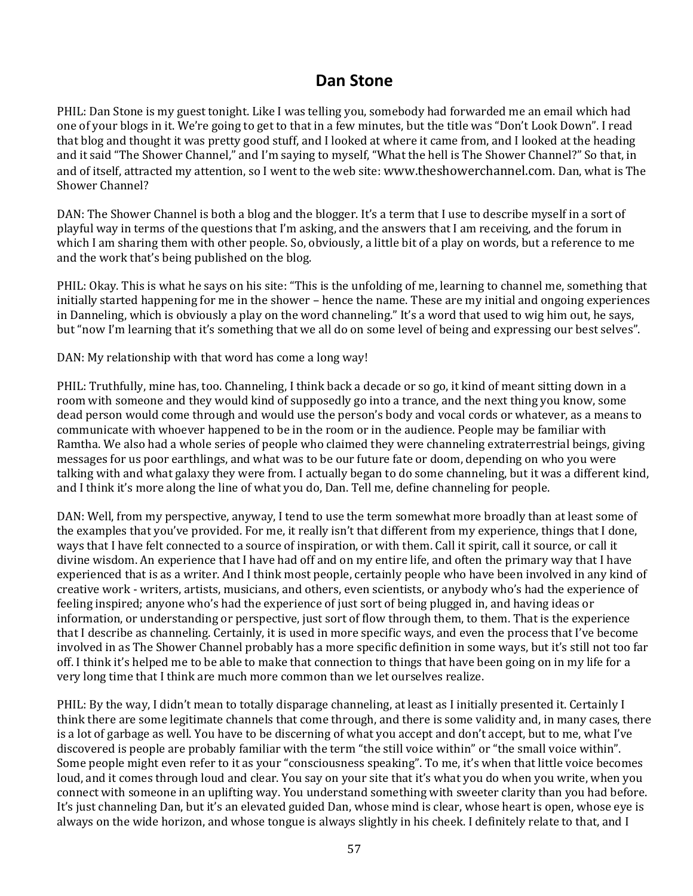## Dan Stone

PHIL: Dan Stone is my guest tonight. Like I was telling you, somebody had forwarded me an email which had one of your blogs in it. We're going to get to that in a few minutes, but the title was "Don't Look Down". I read that blog and thought it was pretty good stuff, and I looked at where it came from, and I looked at the heading and it said "The Shower Channel," and I'm saying to myself, "What the hell is The Shower Channel?" So that, in and of itself, attracted my attention, so I went to the web site: www.theshowerchannel.com. Dan, what is The Shower Channel?

DAN: The Shower Channel is both a blog and the blogger. It's a term that I use to describe myself in a sort of playful way in terms of the questions that I'm asking, and the answers that I am receiving, and the forum in which I am sharing them with other people. So, obviously, a little bit of a play on words, but a reference to me and the work that's being published on the blog.

PHIL: Okay. This is what he says on his site: "This is the unfolding of me, learning to channel me, something that initially started happening for me in the shower – hence the name. These are my initial and ongoing experiences in Danneling, which is obviously a play on the word channeling." It's a word that used to wig him out, he says, but "now I'm learning that it's something that we all do on some level of being and expressing our best selves".

DAN: My relationship with that word has come a long way!

PHIL: Truthfully, mine has, too. Channeling, I think back a decade or so go, it kind of meant sitting down in a room with someone and they would kind of supposedly go into a trance, and the next thing you know, some dead person would come through and would use the person's body and vocal cords or whatever, as a means to communicate with whoever happened to be in the room or in the audience. People may be familiar with Ramtha. We also had a whole series of people who claimed they were channeling extraterrestrial beings, giving messages for us poor earthlings, and what was to be our future fate or doom, depending on who you were talking with and what galaxy they were from. I actually began to do some channeling, but it was a different kind, and I think it's more along the line of what you do, Dan. Tell me, define channeling for people.

DAN: Well, from my perspective, anyway, I tend to use the term somewhat more broadly than at least some of the examples that you've provided. For me, it really isn't that different from my experience, things that I done, ways that I have felt connected to a source of inspiration, or with them. Call it spirit, call it source, or call it divine wisdom. An experience that I have had off and on my entire life, and often the primary way that I have experienced that is as a writer. And I think most people, certainly people who have been involved in any kind of creative work - writers, artists, musicians, and others, even scientists, or anybody who's had the experience of feeling inspired; anyone who's had the experience of just sort of being plugged in, and having ideas or information, or understanding or perspective, just sort of flow through them, to them. That is the experience that I describe as channeling. Certainly, it is used in more specific ways, and even the process that I've become involved in as The Shower Channel probably has a more specific definition in some ways, but it's still not too far off. I think it's helped me to be able to make that connection to things that have been going on in my life for a very long time that I think are much more common than we let ourselves realize.

PHIL: By the way, I didn't mean to totally disparage channeling, at least as I initially presented it. Certainly I think there are some legitimate channels that come through, and there is some validity and, in many cases, there is a lot of garbage as well. You have to be discerning of what you accept and don't accept, but to me, what I've discovered is people are probably familiar with the term "the still voice within" or "the small voice within". Some people might even refer to it as your "consciousness speaking". To me, it's when that little voice becomes loud, and it comes through loud and clear. You say on your site that it's what you do when you write, when you connect with someone in an uplifting way. You understand something with sweeter clarity than you had before. It's just channeling Dan, but it's an elevated guided Dan, whose mind is clear, whose heart is open, whose eye is always on the wide horizon, and whose tongue is always slightly in his cheek. I definitely relate to that, and I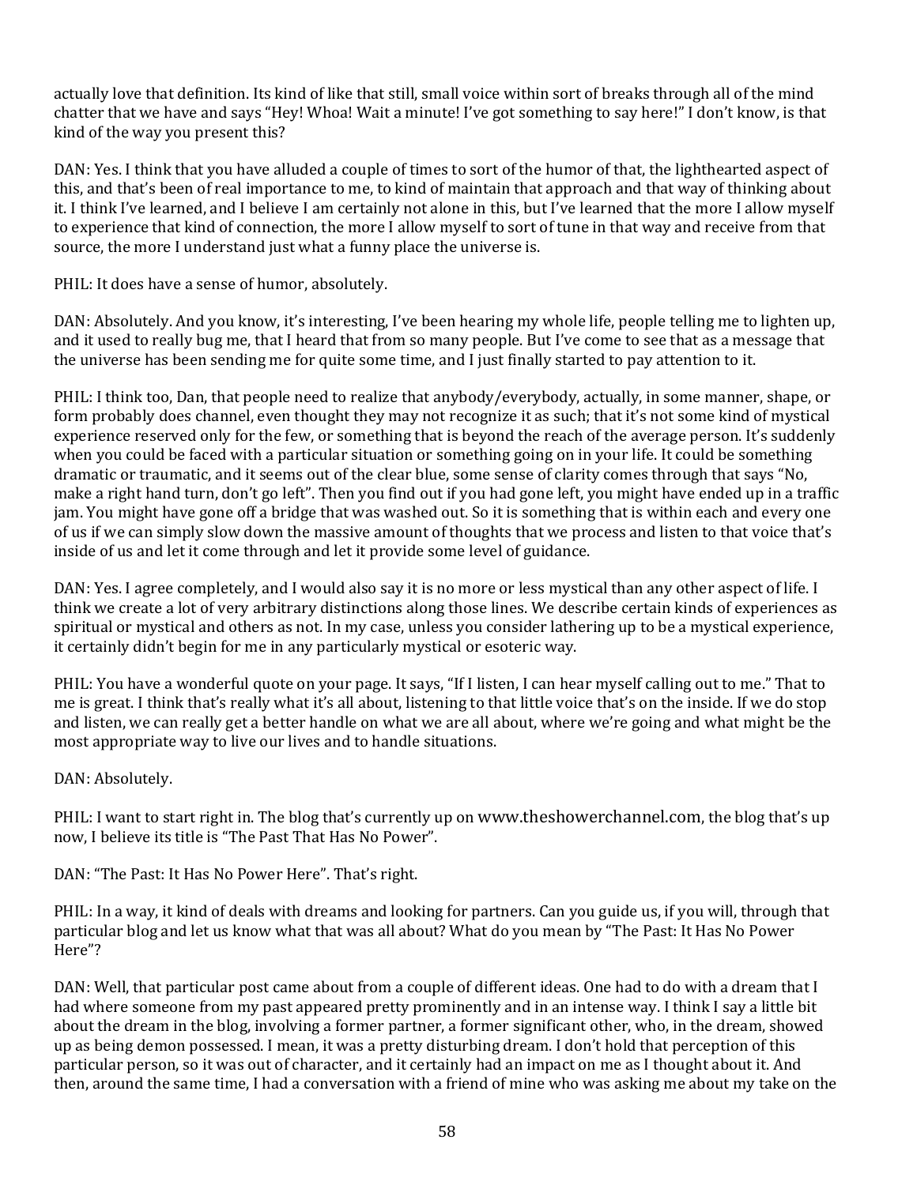actually love that definition. Its kind of like that still, small voice within sort of breaks through all of the mind chatter that we have and says "Hey! Whoa! Wait a minute! I've got something to say here!" I don't know, is that kind of the way you present this?

DAN: Yes. I think that you have alluded a couple of times to sort of the humor of that, the lighthearted aspect of this, and that's been of real importance to me, to kind of maintain that approach and that way of thinking about it. I think I've learned, and I believe I am certainly not alone in this, but I've learned that the more I allow myself to experience that kind of connection, the more I allow myself to sort of tune in that way and receive from that source, the more I understand just what a funny place the universe is.

PHIL: It does have a sense of humor, absolutely.

DAN: Absolutely. And you know, it's interesting, I've been hearing my whole life, people telling me to lighten up, and it used to really bug me, that I heard that from so many people. But I've come to see that as a message that the universe has been sending me for quite some time, and I just finally started to pay attention to it.

PHIL: I think too, Dan, that people need to realize that anybody/everybody, actually, in some manner, shape, or form probably does channel, even thought they may not recognize it as such; that it's not some kind of mystical experience reserved only for the few, or something that is beyond the reach of the average person. It's suddenly when you could be faced with a particular situation or something going on in your life. It could be something dramatic or traumatic, and it seems out of the clear blue, some sense of clarity comes through that says "No, make a right hand turn, don't go left". Then you find out if you had gone left, you might have ended up in a traffic jam. You might have gone off a bridge that was washed out. So it is something that is within each and every one of us if we can simply slow down the massive amount of thoughts that we process and listen to that voice that's inside of us and let it come through and let it provide some level of guidance.

DAN: Yes. I agree completely, and I would also say it is no more or less mystical than any other aspect of life. I think we create a lot of very arbitrary distinctions along those lines. We describe certain kinds of experiences as spiritual or mystical and others as not. In my case, unless you consider lathering up to be a mystical experience, it certainly didn't begin for me in any particularly mystical or esoteric way.

PHIL: You have a wonderful quote on your page. It says, "If I listen, I can hear myself calling out to me." That to me is great. I think that's really what it's all about, listening to that little voice that's on the inside. If we do stop and listen, we can really get a better handle on what we are all about, where we're going and what might be the most appropriate way to live our lives and to handle situations.

DAN: Absolutely.

PHIL: I want to start right in. The blog that's currently up on www.theshowerchannel.com, the blog that's up now, I believe its title is "The Past That Has No Power".

DAN: "The Past: It Has No Power Here". That's right.

PHIL: In a way, it kind of deals with dreams and looking for partners. Can you guide us, if you will, through that particular blog and let us know what that was all about? What do you mean by "The Past: It Has No Power Here"?

DAN: Well, that particular post came about from a couple of different ideas. One had to do with a dream that I had where someone from my past appeared pretty prominently and in an intense way. I think I say a little bit about the dream in the blog, involving a former partner, a former significant other, who, in the dream, showed up as being demon possessed. I mean, it was a pretty disturbing dream. I don't hold that perception of this particular person, so it was out of character, and it certainly had an impact on me as I thought about it. And then, around the same time, I had a conversation with a friend of mine who was asking me about my take on the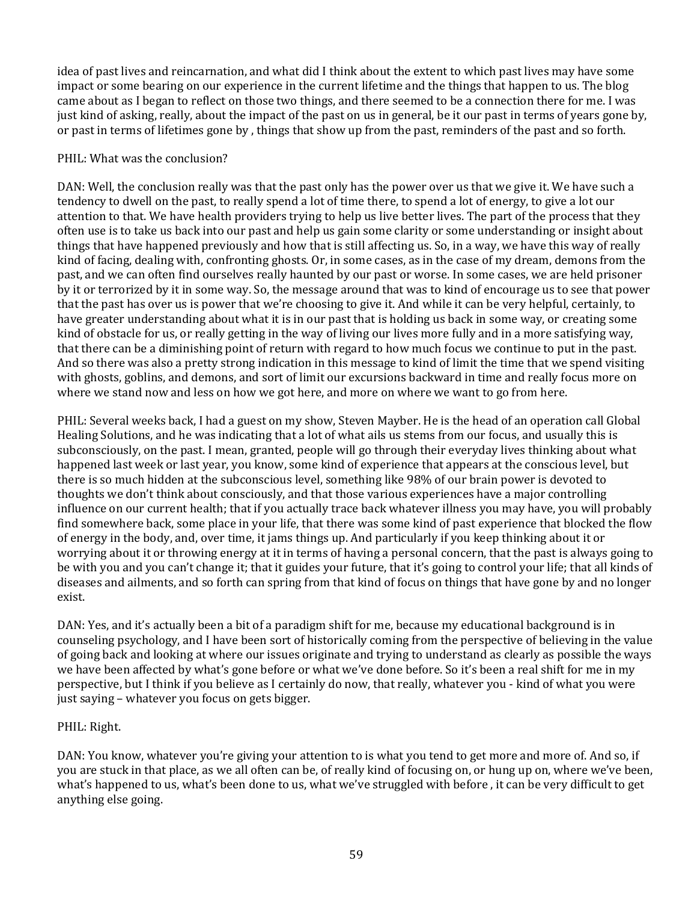idea of past lives and reincarnation, and what did I think about the extent to which past lives may have some impact or some bearing on our experience in the current lifetime and the things that happen to us. The blog came about as I began to reflect on those two things, and there seemed to be a connection there for me. I was just kind of asking, really, about the impact of the past on us in general, be it our past in terms of years gone by, or past in terms of lifetimes gone by , things that show up from the past, reminders of the past and so forth.

PHIL: What was the conclusion?

DAN: Well, the conclusion really was that the past only has the power over us that we give it. We have such a tendency to dwell on the past, to really spend a lot of time there, to spend a lot of energy, to give a lot our attention to that. We have health providers trying to help us live better lives. The part of the process that they often use is to take us back into our past and help us gain some clarity or some understanding or insight about things that have happened previously and how that is still affecting us. So, in a way, we have this way of really kind of facing, dealing with, confronting ghosts. Or, in some cases, as in the case of my dream, demons from the past, and we can often find ourselves really haunted by our past or worse. In some cases, we are held prisoner by it or terrorized by it in some way. So, the message around that was to kind of encourage us to see that power that the past has over us is power that we're choosing to give it. And while it can be very helpful, certainly, to have greater understanding about what it is in our past that is holding us back in some way, or creating some kind of obstacle for us, or really getting in the way of living our lives more fully and in a more satisfying way, that there can be a diminishing point of return with regard to how much focus we continue to put in the past. And so there was also a pretty strong indication in this message to kind of limit the time that we spend visiting with ghosts, goblins, and demons, and sort of limit our excursions backward in time and really focus more on where we stand now and less on how we got here, and more on where we want to go from here.

PHIL: Several weeks back, I had a guest on my show, Steven Mayber. He is the head of an operation call Global Healing Solutions, and he was indicating that a lot of what ails us stems from our focus, and usually this is subconsciously, on the past. I mean, granted, people will go through their everyday lives thinking about what happened last week or last year, you know, some kind of experience that appears at the conscious level, but there is so much hidden at the subconscious level, something like 98% of our brain power is devoted to thoughts we don't think about consciously, and that those various experiences have a major controlling influence on our current health; that if you actually trace back whatever illness you may have, you will probably find somewhere back, some place in your life, that there was some kind of past experience that blocked the flow of energy in the body, and, over time, it jams things up. And particularly if you keep thinking about it or worrying about it or throwing energy at it in terms of having a personal concern, that the past is always going to be with you and you can't change it; that it guides your future, that it's going to control your life; that all kinds of diseases and ailments, and so forth can spring from that kind of focus on things that have gone by and no longer exist.

DAN: Yes, and it's actually been a bit of a paradigm shift for me, because my educational background is in counseling psychology, and I have been sort of historically coming from the perspective of believing in the value of going back and looking at where our issues originate and trying to understand as clearly as possible the ways we have been affected by what's gone before or what we've done before. So it's been a real shift for me in my perspective, but I think if you believe as I certainly do now, that really, whatever you - kind of what you were just saying – whatever you focus on gets bigger.

PHIL: Right.

DAN: You know, whatever you're giving your attention to is what you tend to get more and more of. And so, if you are stuck in that place, as we all often can be, of really kind of focusing on, or hung up on, where we've been, what's happened to us, what's been done to us, what we've struggled with before , it can be very difficult to get anything else going.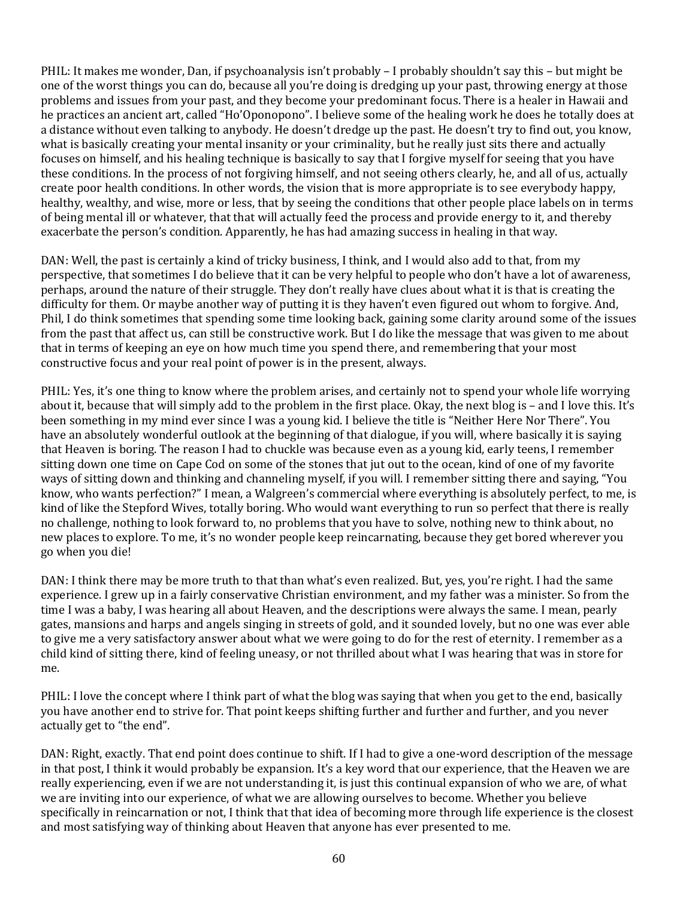PHIL: It makes me wonder, Dan, if psychoanalysis isn't probably – I probably shouldn't say this – but might be one of the worst things you can do, because all you're doing is dredging up your past, throwing energy at those problems and issues from your past, and they become your predominant focus. There is a healer in Hawaii and he practices an ancient art, called "Ho'Oponopono". I believe some of the healing work he does he totally does at a distance without even talking to anybody. He doesn't dredge up the past. He doesn't try to find out, you know, what is basically creating your mental insanity or your criminality, but he really just sits there and actually focuses on himself, and his healing technique is basically to say that I forgive myself for seeing that you have these conditions. In the process of not forgiving himself, and not seeing others clearly, he, and all of us, actually create poor health conditions. In other words, the vision that is more appropriate is to see everybody happy, healthy, wealthy, and wise, more or less, that by seeing the conditions that other people place labels on in terms of being mental ill or whatever, that that will actually feed the process and provide energy to it, and thereby exacerbate the person's condition. Apparently, he has had amazing success in healing in that way.

DAN: Well, the past is certainly a kind of tricky business, I think, and I would also add to that, from my perspective, that sometimes I do believe that it can be very helpful to people who don't have a lot of awareness, perhaps, around the nature of their struggle. They don't really have clues about what it is that is creating the difficulty for them. Or maybe another way of putting it is they haven't even figured out whom to forgive. And, Phil, I do think sometimes that spending some time looking back, gaining some clarity around some of the issues from the past that affect us, can still be constructive work. But I do like the message that was given to me about that in terms of keeping an eye on how much time you spend there, and remembering that your most constructive focus and your real point of power is in the present, always.

PHIL: Yes, it's one thing to know where the problem arises, and certainly not to spend your whole life worrying about it, because that will simply add to the problem in the first place. Okay, the next blog is – and I love this. It's been something in my mind ever since I was a young kid. I believe the title is "Neither Here Nor There". You have an absolutely wonderful outlook at the beginning of that dialogue, if you will, where basically it is saying that Heaven is boring. The reason I had to chuckle was because even as a young kid, early teens, I remember sitting down one time on Cape Cod on some of the stones that jut out to the ocean, kind of one of my favorite ways of sitting down and thinking and channeling myself, if you will. I remember sitting there and saying, "You know, who wants perfection?" I mean, a Walgreen's commercial where everything is absolutely perfect, to me, is kind of like the Stepford Wives, totally boring. Who would want everything to run so perfect that there is really no challenge, nothing to look forward to, no problems that you have to solve, nothing new to think about, no new places to explore. To me, it's no wonder people keep reincarnating, because they get bored wherever you go when you die!

DAN: I think there may be more truth to that than what's even realized. But, yes, you're right. I had the same experience. I grew up in a fairly conservative Christian environment, and my father was a minister. So from the time I was a baby, I was hearing all about Heaven, and the descriptions were always the same. I mean, pearly gates, mansions and harps and angels singing in streets of gold, and it sounded lovely, but no one was ever able to give me a very satisfactory answer about what we were going to do for the rest of eternity. I remember as a child kind of sitting there, kind of feeling uneasy, or not thrilled about what I was hearing that was in store for me.

PHIL: I love the concept where I think part of what the blog was saying that when you get to the end, basically you have another end to strive for. That point keeps shifting further and further and further, and you never actually get to "the end".

DAN: Right, exactly. That end point does continue to shift. If I had to give a one-word description of the message in that post, I think it would probably be expansion. It's a key word that our experience, that the Heaven we are really experiencing, even if we are not understanding it, is just this continual expansion of who we are, of what we are inviting into our experience, of what we are allowing ourselves to become. Whether you believe specifically in reincarnation or not, I think that that idea of becoming more through life experience is the closest and most satisfying way of thinking about Heaven that anyone has ever presented to me.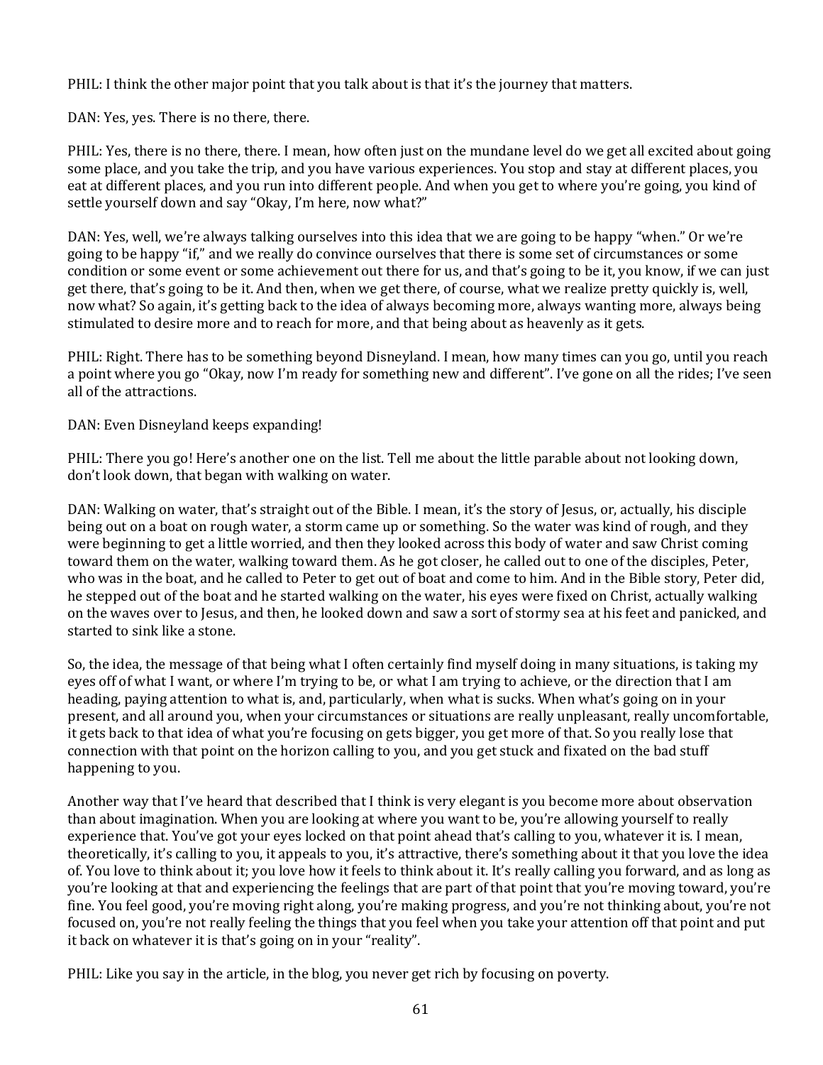PHIL: I think the other major point that you talk about is that it's the journey that matters.

DAN: Yes, yes. There is no there, there.

PHIL: Yes, there is no there, there. I mean, how often just on the mundane level do we get all excited about going some place, and you take the trip, and you have various experiences. You stop and stay at different places, you eat at different places, and you run into different people. And when you get to where you're going, you kind of settle yourself down and say "Okay, I'm here, now what?"

DAN: Yes, well, we're always talking ourselves into this idea that we are going to be happy "when." Or we're going to be happy "if," and we really do convince ourselves that there is some set of circumstances or some condition or some event or some achievement out there for us, and that's going to be it, you know, if we can just get there, that's going to be it. And then, when we get there, of course, what we realize pretty quickly is, well, now what? So again, it's getting back to the idea of always becoming more, always wanting more, always being stimulated to desire more and to reach for more, and that being about as heavenly as it gets.

PHIL: Right. There has to be something beyond Disneyland. I mean, how many times can you go, until you reach a point where you go "Okay, now I'm ready for something new and different". I've gone on all the rides; I've seen all of the attractions.

DAN: Even Disneyland keeps expanding!

PHIL: There you go! Here's another one on the list. Tell me about the little parable about not looking down, don't look down, that began with walking on water.

DAN: Walking on water, that's straight out of the Bible. I mean, it's the story of Jesus, or, actually, his disciple being out on a boat on rough water, a storm came up or something. So the water was kind of rough, and they were beginning to get a little worried, and then they looked across this body of water and saw Christ coming toward them on the water, walking toward them. As he got closer, he called out to one of the disciples, Peter, who was in the boat, and he called to Peter to get out of boat and come to him. And in the Bible story, Peter did, he stepped out of the boat and he started walking on the water, his eyes were fixed on Christ, actually walking on the waves over to Jesus, and then, he looked down and saw a sort of stormy sea at his feet and panicked, and started to sink like a stone.

So, the idea, the message of that being what I often certainly find myself doing in many situations, is taking my eyes off of what I want, or where I'm trying to be, or what I am trying to achieve, or the direction that I am heading, paying attention to what is, and, particularly, when what is sucks. When what's going on in your present, and all around you, when your circumstances or situations are really unpleasant, really uncomfortable, it gets back to that idea of what you're focusing on gets bigger, you get more of that. So you really lose that connection with that point on the horizon calling to you, and you get stuck and fixated on the bad stuff happening to you.

Another way that I've heard that described that I think is very elegant is you become more about observation than about imagination. When you are looking at where you want to be, you're allowing yourself to really experience that. You've got your eyes locked on that point ahead that's calling to you, whatever it is. I mean, theoretically, it's calling to you, it appeals to you, it's attractive, there's something about it that you love the idea of. You love to think about it; you love how it feels to think about it. It's really calling you forward, and as long as you're looking at that and experiencing the feelings that are part of that point that you're moving toward, you're fine. You feel good, you're moving right along, you're making progress, and you're not thinking about, you're not focused on, you're not really feeling the things that you feel when you take your attention off that point and put it back on whatever it is that's going on in your "reality".

PHIL: Like you say in the article, in the blog, you never get rich by focusing on poverty.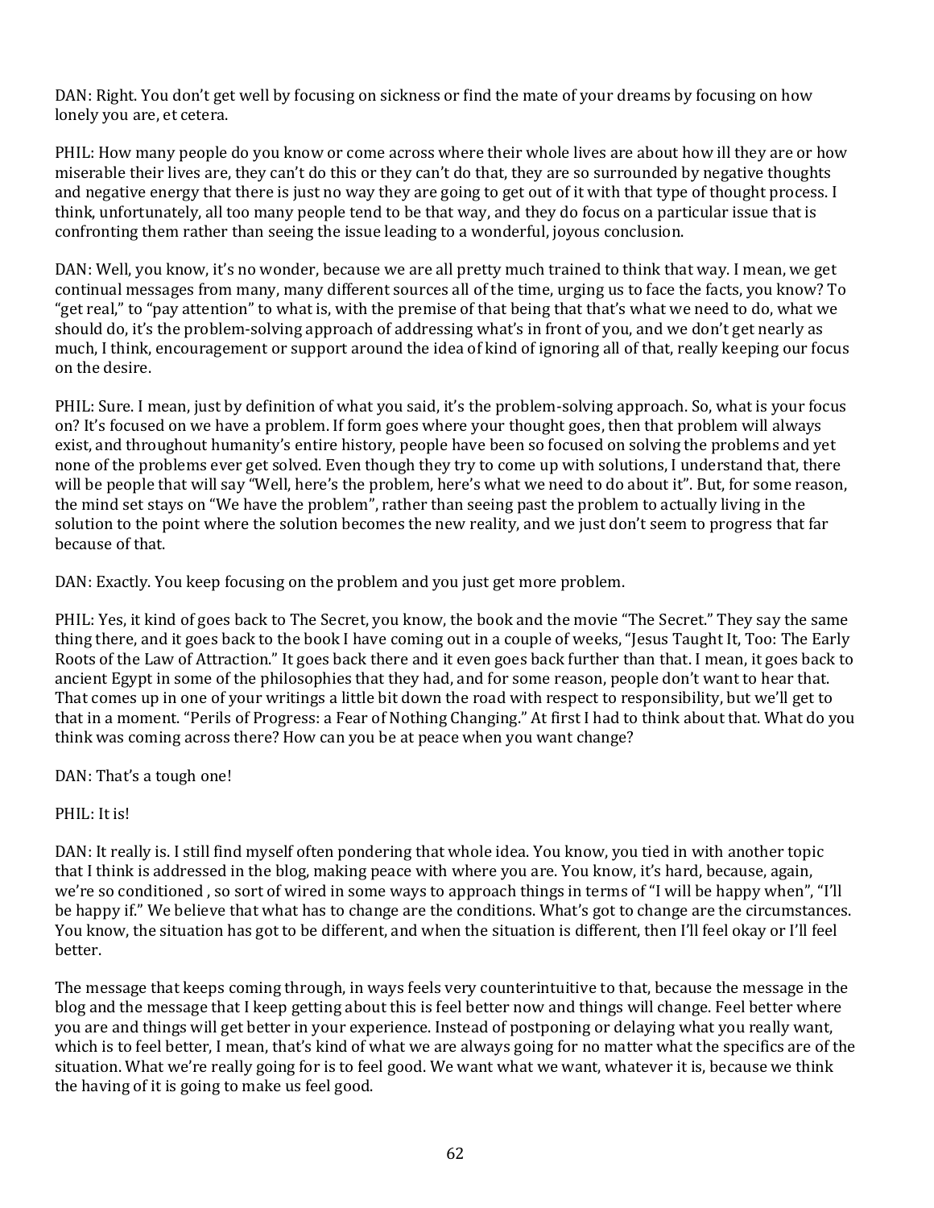DAN: Right. You don't get well by focusing on sickness or find the mate of your dreams by focusing on how lonely you are, et cetera.

PHIL: How many people do you know or come across where their whole lives are about how ill they are or how miserable their lives are, they can't do this or they can't do that, they are so surrounded by negative thoughts and negative energy that there is just no way they are going to get out of it with that type of thought process. I think, unfortunately, all too many people tend to be that way, and they do focus on a particular issue that is confronting them rather than seeing the issue leading to a wonderful, joyous conclusion.

DAN: Well, you know, it's no wonder, because we are all pretty much trained to think that way. I mean, we get continual messages from many, many different sources all of the time, urging us to face the facts, you know? To "get real," to "pay attention" to what is, with the premise of that being that that's what we need to do, what we should do, it's the problem-solving approach of addressing what's in front of you, and we don't get nearly as much, I think, encouragement or support around the idea of kind of ignoring all of that, really keeping our focus on the desire.

PHIL: Sure. I mean, just by definition of what you said, it's the problem-solving approach. So, what is your focus on? It's focused on we have a problem. If form goes where your thought goes, then that problem will always exist, and throughout humanity's entire history, people have been so focused on solving the problems and yet none of the problems ever get solved. Even though they try to come up with solutions, I understand that, there will be people that will say "Well, here's the problem, here's what we need to do about it". But, for some reason, the mind set stays on "We have the problem", rather than seeing past the problem to actually living in the solution to the point where the solution becomes the new reality, and we just don't seem to progress that far because of that.

DAN: Exactly. You keep focusing on the problem and you just get more problem.

PHIL: Yes, it kind of goes back to The Secret, you know, the book and the movie "The Secret." They say the same thing there, and it goes back to the book I have coming out in a couple of weeks, "Jesus Taught It, Too: The Early Roots of the Law of Attraction." It goes back there and it even goes back further than that. I mean, it goes back to ancient Egypt in some of the philosophies that they had, and for some reason, people don't want to hear that. That comes up in one of your writings a little bit down the road with respect to responsibility, but we'll get to that in a moment. "Perils of Progress: a Fear of Nothing Changing." At first I had to think about that. What do you think was coming across there? How can you be at peace when you want change?

DAN: That's a tough one!

PHIL: It is!

DAN: It really is. I still find myself often pondering that whole idea. You know, you tied in with another topic that I think is addressed in the blog, making peace with where you are. You know, it's hard, because, again, we're so conditioned , so sort of wired in some ways to approach things in terms of "I will be happy when", "I'll be happy if." We believe that what has to change are the conditions. What's got to change are the circumstances. You know, the situation has got to be different, and when the situation is different, then I'll feel okay or I'll feel better.

The message that keeps coming through, in ways feels very counterintuitive to that, because the message in the blog and the message that I keep getting about this is feel better now and things will change. Feel better where you are and things will get better in your experience. Instead of postponing or delaying what you really want, which is to feel better, I mean, that's kind of what we are always going for no matter what the specifics are of the situation. What we're really going for is to feel good. We want what we want, whatever it is, because we think the having of it is going to make us feel good.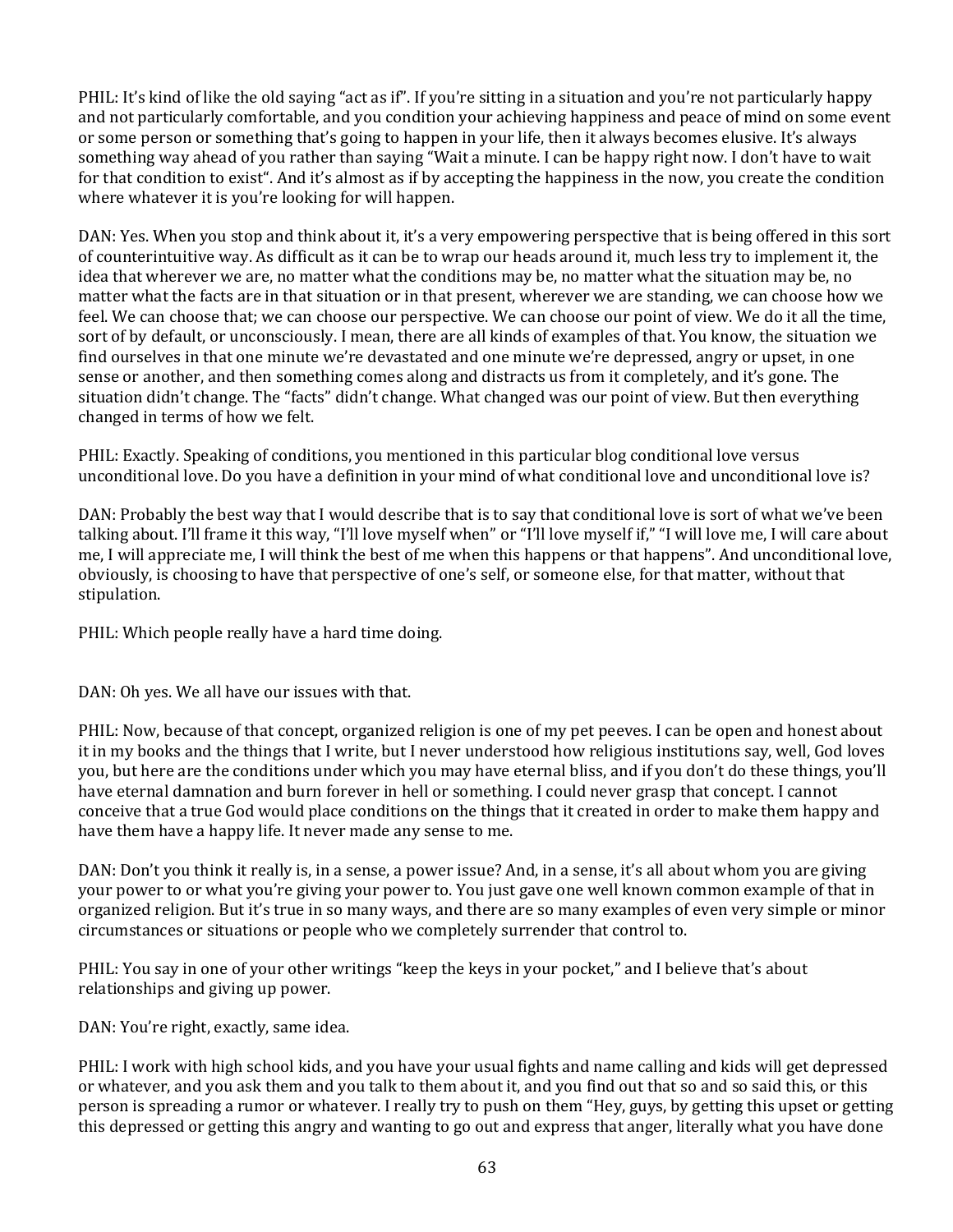PHIL: It's kind of like the old saying "act as if". If you're sitting in a situation and you're not particularly happy and not particularly comfortable, and you condition your achieving happiness and peace of mind on some event or some person or something that's going to happen in your life, then it always becomes elusive. It's always something way ahead of you rather than saying "Wait a minute. I can be happy right now. I don't have to wait for that condition to exist". And it's almost as if by accepting the happiness in the now, you create the condition where whatever it is you're looking for will happen.

DAN: Yes. When you stop and think about it, it's a very empowering perspective that is being offered in this sort of counterintuitive way. As difficult as it can be to wrap our heads around it, much less try to implement it, the idea that wherever we are, no matter what the conditions may be, no matter what the situation may be, no matter what the facts are in that situation or in that present, wherever we are standing, we can choose how we feel. We can choose that; we can choose our perspective. We can choose our point of view. We do it all the time, sort of by default, or unconsciously. I mean, there are all kinds of examples of that. You know, the situation we find ourselves in that one minute we're devastated and one minute we're depressed, angry or upset, in one sense or another, and then something comes along and distracts us from it completely, and it's gone. The situation didn't change. The "facts" didn't change. What changed was our point of view. But then everything changed in terms of how we felt.

PHIL: Exactly. Speaking of conditions, you mentioned in this particular blog conditional love versus unconditional love. Do you have a definition in your mind of what conditional love and unconditional love is?

DAN: Probably the best way that I would describe that is to say that conditional love is sort of what we've been talking about. I'll frame it this way, "I'll love myself when" or "I'll love myself if," "I will love me, I will care about me, I will appreciate me, I will think the best of me when this happens or that happens". And unconditional love, obviously, is choosing to have that perspective of one's self, or someone else, for that matter, without that stipulation.

PHIL: Which people really have a hard time doing.

DAN: Oh yes. We all have our issues with that.

PHIL: Now, because of that concept, organized religion is one of my pet peeves. I can be open and honest about it in my books and the things that I write, but I never understood how religious institutions say, well, God loves you, but here are the conditions under which you may have eternal bliss, and if you don't do these things, you'll have eternal damnation and burn forever in hell or something. I could never grasp that concept. I cannot conceive that a true God would place conditions on the things that it created in order to make them happy and have them have a happy life. It never made any sense to me.

DAN: Don't you think it really is, in a sense, a power issue? And, in a sense, it's all about whom you are giving your power to or what you're giving your power to. You just gave one well known common example of that in organized religion. But it's true in so many ways, and there are so many examples of even very simple or minor circumstances or situations or people who we completely surrender that control to.

PHIL: You say in one of your other writings "keep the keys in your pocket," and I believe that's about relationships and giving up power.

DAN: You're right, exactly, same idea.

PHIL: I work with high school kids, and you have your usual fights and name calling and kids will get depressed or whatever, and you ask them and you talk to them about it, and you find out that so and so said this, or this person is spreading a rumor or whatever. I really try to push on them "Hey, guys, by getting this upset or getting this depressed or getting this angry and wanting to go out and express that anger, literally what you have done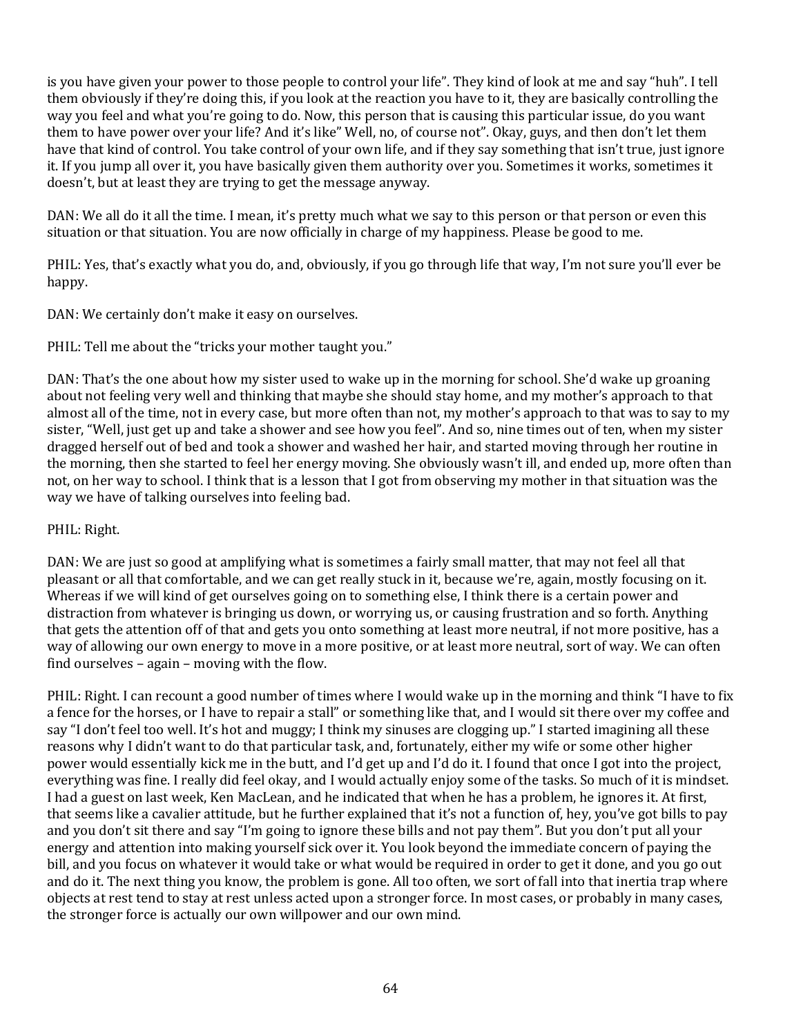is you have given your power to those people to control your life". They kind of look at me and say "huh". I tell them obviously if they're doing this, if you look at the reaction you have to it, they are basically controlling the way you feel and what you're going to do. Now, this person that is causing this particular issue, do you want them to have power over your life? And it's like" Well, no, of course not". Okay, guys, and then don't let them have that kind of control. You take control of your own life, and if they say something that isn't true, just ignore it. If you jump all over it, you have basically given them authority over you. Sometimes it works, sometimes it doesn't, but at least they are trying to get the message anyway.

DAN: We all do it all the time. I mean, it's pretty much what we say to this person or that person or even this situation or that situation. You are now officially in charge of my happiness. Please be good to me.

PHIL: Yes, that's exactly what you do, and, obviously, if you go through life that way, I'm not sure you'll ever be happy.

DAN: We certainly don't make it easy on ourselves.

PHIL: Tell me about the "tricks your mother taught you."

DAN: That's the one about how my sister used to wake up in the morning for school. She'd wake up groaning about not feeling very well and thinking that maybe she should stay home, and my mother's approach to that almost all of the time, not in every case, but more often than not, my mother's approach to that was to say to my sister, "Well, just get up and take a shower and see how you feel". And so, nine times out of ten, when my sister dragged herself out of bed and took a shower and washed her hair, and started moving through her routine in the morning, then she started to feel her energy moving. She obviously wasn't ill, and ended up, more often than not, on her way to school. I think that is a lesson that I got from observing my mother in that situation was the way we have of talking ourselves into feeling bad.

PHIL: Right.

DAN: We are just so good at amplifying what is sometimes a fairly small matter, that may not feel all that pleasant or all that comfortable, and we can get really stuck in it, because we're, again, mostly focusing on it. Whereas if we will kind of get ourselves going on to something else, I think there is a certain power and distraction from whatever is bringing us down, or worrying us, or causing frustration and so forth. Anything that gets the attention off of that and gets you onto something at least more neutral, if not more positive, has a way of allowing our own energy to move in a more positive, or at least more neutral, sort of way. We can often find ourselves – again – moving with the flow.

PHIL: Right. I can recount a good number of times where I would wake up in the morning and think "I have to fix a fence for the horses, or I have to repair a stall" or something like that, and I would sit there over my coffee and say "I don't feel too well. It's hot and muggy; I think my sinuses are clogging up." I started imagining all these reasons why I didn't want to do that particular task, and, fortunately, either my wife or some other higher power would essentially kick me in the butt, and I'd get up and I'd do it. I found that once I got into the project, everything was fine. I really did feel okay, and I would actually enjoy some of the tasks. So much of it is mindset. I had a guest on last week, Ken MacLean, and he indicated that when he has a problem, he ignores it. At first, that seems like a cavalier attitude, but he further explained that it's not a function of, hey, you've got bills to pay and you don't sit there and say "I'm going to ignore these bills and not pay them". But you don't put all your energy and attention into making yourself sick over it. You look beyond the immediate concern of paying the bill, and you focus on whatever it would take or what would be required in order to get it done, and you go out and do it. The next thing you know, the problem is gone. All too often, we sort of fall into that inertia trap where objects at rest tend to stay at rest unless acted upon a stronger force. In most cases, or probably in many cases, the stronger force is actually our own willpower and our own mind.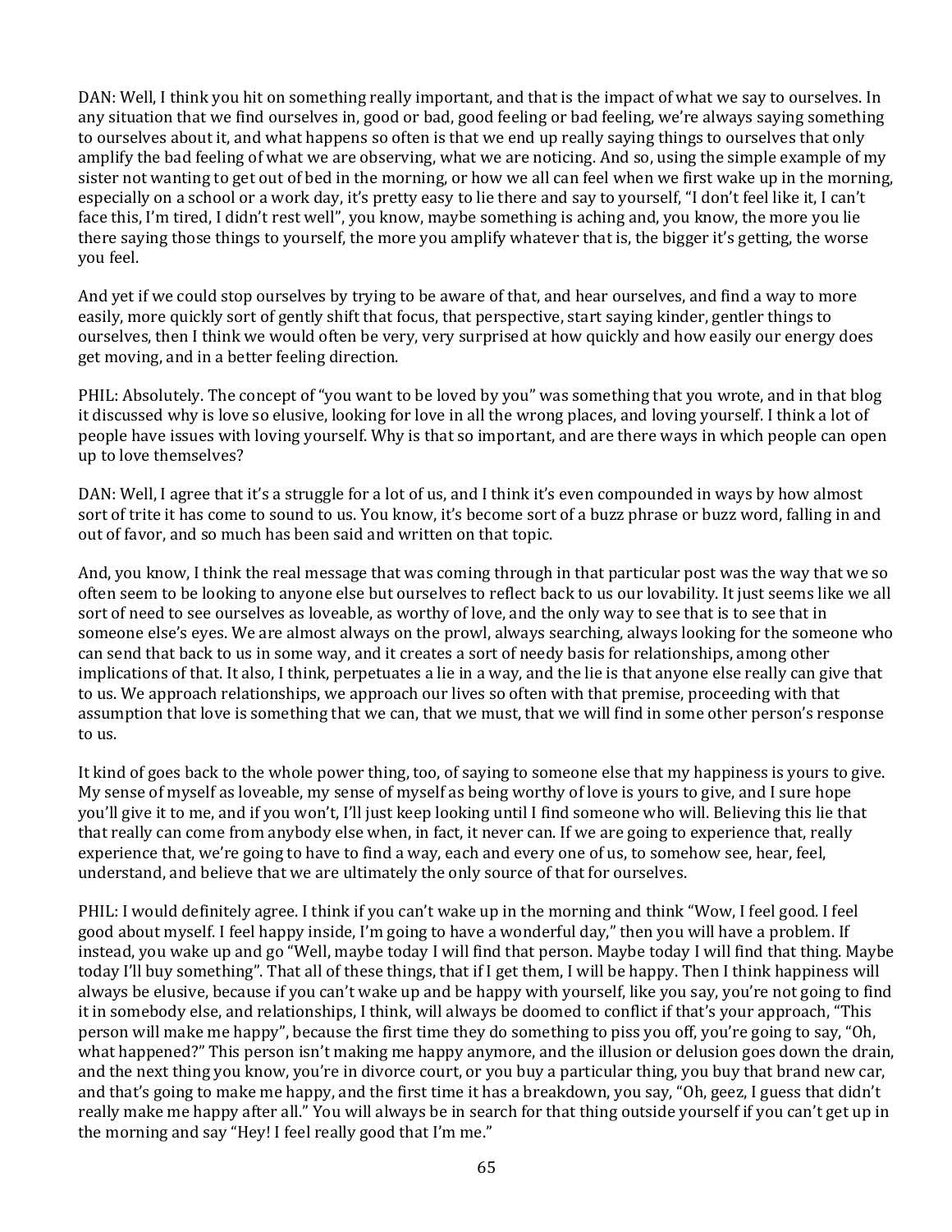DAN: Well, I think you hit on something really important, and that is the impact of what we say to ourselves. In any situation that we find ourselves in, good or bad, good feeling or bad feeling, we're always saying something to ourselves about it, and what happens so often is that we end up really saying things to ourselves that only amplify the bad feeling of what we are observing, what we are noticing. And so, using the simple example of my sister not wanting to get out of bed in the morning, or how we all can feel when we first wake up in the morning, especially on a school or a work day, it's pretty easy to lie there and say to yourself, "I don't feel like it, I can't face this, I'm tired, I didn't rest well", you know, maybe something is aching and, you know, the more you lie there saying those things to yourself, the more you amplify whatever that is, the bigger it's getting, the worse you feel.

And yet if we could stop ourselves by trying to be aware of that, and hear ourselves, and find a way to more easily, more quickly sort of gently shift that focus, that perspective, start saying kinder, gentler things to ourselves, then I think we would often be very, very surprised at how quickly and how easily our energy does get moving, and in a better feeling direction.

PHIL: Absolutely. The concept of "you want to be loved by you" was something that you wrote, and in that blog it discussed why is love so elusive, looking for love in all the wrong places, and loving yourself. I think a lot of people have issues with loving yourself. Why is that so important, and are there ways in which people can open up to love themselves?

DAN: Well, I agree that it's a struggle for a lot of us, and I think it's even compounded in ways by how almost sort of trite it has come to sound to us. You know, it's become sort of a buzz phrase or buzz word, falling in and out of favor, and so much has been said and written on that topic.

And, you know, I think the real message that was coming through in that particular post was the way that we so often seem to be looking to anyone else but ourselves to reflect back to us our lovability. It just seems like we all sort of need to see ourselves as loveable, as worthy of love, and the only way to see that is to see that in someone else's eyes. We are almost always on the prowl, always searching, always looking for the someone who can send that back to us in some way, and it creates a sort of needy basis for relationships, among other implications of that. It also, I think, perpetuates a lie in a way, and the lie is that anyone else really can give that to us. We approach relationships, we approach our lives so often with that premise, proceeding with that assumption that love is something that we can, that we must, that we will find in some other person's response to us.

It kind of goes back to the whole power thing, too, of saying to someone else that my happiness is yours to give. My sense of myself as loveable, my sense of myself as being worthy of love is yours to give, and I sure hope you'll give it to me, and if you won't, I'll just keep looking until I find someone who will. Believing this lie that that really can come from anybody else when, in fact, it never can. If we are going to experience that, really experience that, we're going to have to find a way, each and every one of us, to somehow see, hear, feel, understand, and believe that we are ultimately the only source of that for ourselves.

PHIL: I would definitely agree. I think if you can't wake up in the morning and think "Wow, I feel good. I feel good about myself. I feel happy inside, I'm going to have a wonderful day," then you will have a problem. If instead, you wake up and go "Well, maybe today I will find that person. Maybe today I will find that thing. Maybe today I'll buy something". That all of these things, that if I get them, I will be happy. Then I think happiness will always be elusive, because if you can't wake up and be happy with yourself, like you say, you're not going to find it in somebody else, and relationships, I think, will always be doomed to conflict if that's your approach, "This person will make me happy", because the first time they do something to piss you off, you're going to say, "Oh, what happened?" This person isn't making me happy anymore, and the illusion or delusion goes down the drain, and the next thing you know, you're in divorce court, or you buy a particular thing, you buy that brand new car, and that's going to make me happy, and the first time it has a breakdown, you say, "Oh, geez, I guess that didn't really make me happy after all." You will always be in search for that thing outside yourself if you can't get up in the morning and say "Hey! I feel really good that I'm me."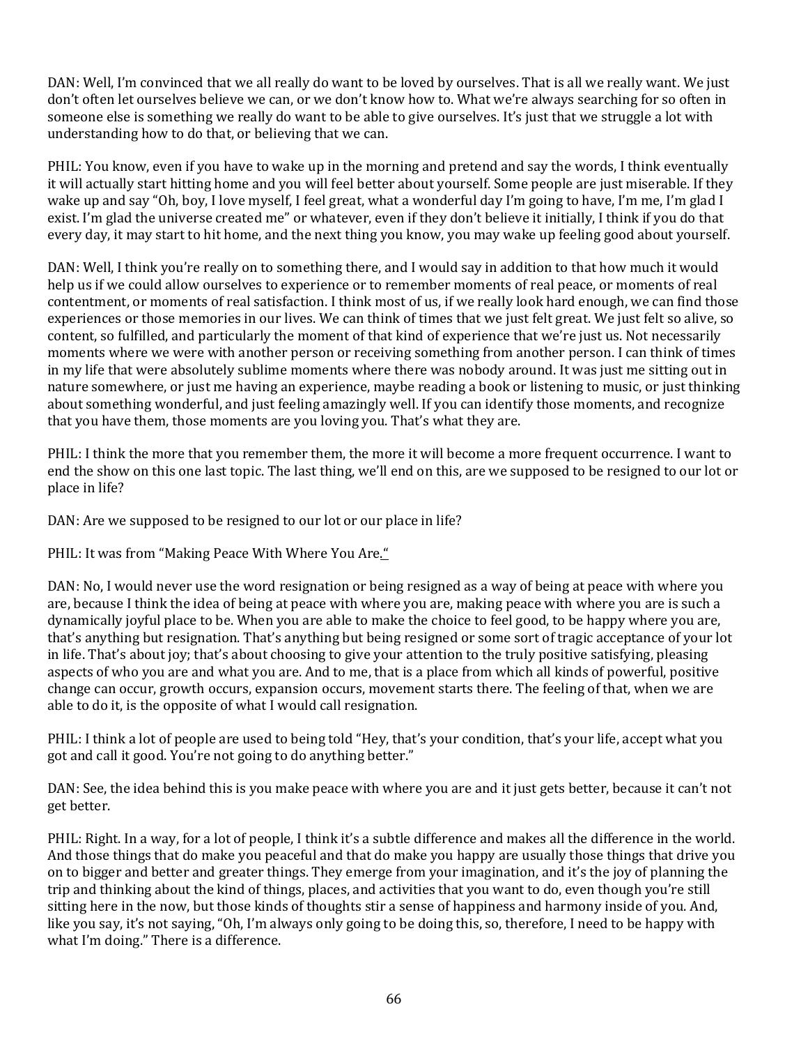DAN: Well, I'm convinced that we all really do want to be loved by ourselves. That is all we really want. We just don't often let ourselves believe we can, or we don't know how to. What we're always searching for so often in someone else is something we really do want to be able to give ourselves. It's just that we struggle a lot with understanding how to do that, or believing that we can.

PHIL: You know, even if you have to wake up in the morning and pretend and say the words, I think eventually it will actually start hitting home and you will feel better about yourself. Some people are just miserable. If they wake up and say "Oh, boy, I love myself, I feel great, what a wonderful day I'm going to have, I'm me, I'm glad I exist. I'm glad the universe created me" or whatever, even if they don't believe it initially, I think if you do that every day, it may start to hit home, and the next thing you know, you may wake up feeling good about yourself.

DAN: Well, I think you're really on to something there, and I would say in addition to that how much it would help us if we could allow ourselves to experience or to remember moments of real peace, or moments of real contentment, or moments of real satisfaction. I think most of us, if we really look hard enough, we can find those experiences or those memories in our lives. We can think of times that we just felt great. We just felt so alive, so content, so fulfilled, and particularly the moment of that kind of experience that we're just us. Not necessarily moments where we were with another person or receiving something from another person. I can think of times in my life that were absolutely sublime moments where there was nobody around. It was just me sitting out in nature somewhere, or just me having an experience, maybe reading a book or listening to music, or just thinking about something wonderful, and just feeling amazingly well. If you can identify those moments, and recognize that you have them, those moments are you loving you. That's what they are.

PHIL: I think the more that you remember them, the more it will become a more frequent occurrence. I want to end the show on this one last topic. The last thing, we'll end on this, are we supposed to be resigned to our lot or place in life?

DAN: Are we supposed to be resigned to our lot or our place in life?

PHIL: It was from "Making Peace With Where You Are."

DAN: No, I would never use the word resignation or being resigned as a way of being at peace with where you are, because I think the idea of being at peace with where you are, making peace with where you are is such a dynamically joyful place to be. When you are able to make the choice to feel good, to be happy where you are, that's anything but resignation. That's anything but being resigned or some sort of tragic acceptance of your lot in life. That's about joy; that's about choosing to give your attention to the truly positive satisfying, pleasing aspects of who you are and what you are. And to me, that is a place from which all kinds of powerful, positive change can occur, growth occurs, expansion occurs, movement starts there. The feeling of that, when we are able to do it, is the opposite of what I would call resignation.

PHIL: I think a lot of people are used to being told "Hey, that's your condition, that's your life, accept what you got and call it good. You're not going to do anything better."

DAN: See, the idea behind this is you make peace with where you are and it just gets better, because it can't not get better.

PHIL: Right. In a way, for a lot of people, I think it's a subtle difference and makes all the difference in the world. And those things that do make you peaceful and that do make you happy are usually those things that drive you on to bigger and better and greater things. They emerge from your imagination, and it's the joy of planning the trip and thinking about the kind of things, places, and activities that you want to do, even though you're still sitting here in the now, but those kinds of thoughts stir a sense of happiness and harmony inside of you. And, like you say, it's not saying, "Oh, I'm always only going to be doing this, so, therefore, I need to be happy with what I'm doing." There is a difference.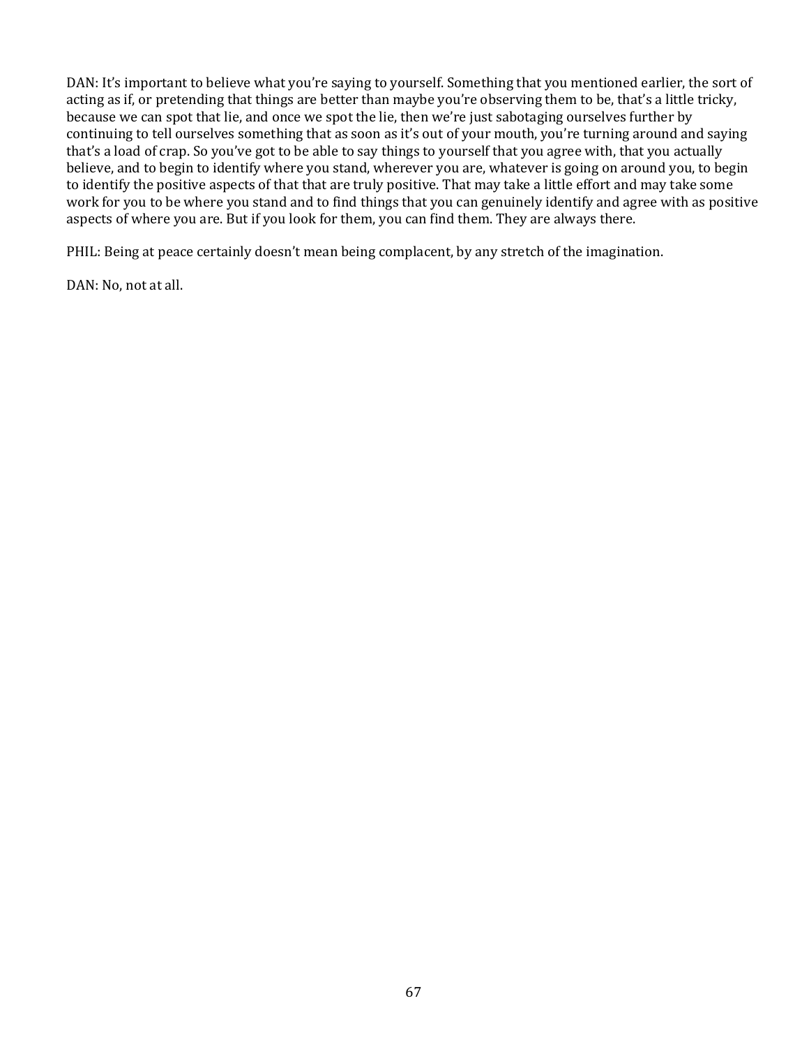DAN: It's important to believe what you're saying to yourself. Something that you mentioned earlier, the sort of acting as if, or pretending that things are better than maybe you're observing them to be, that's a little tricky, because we can spot that lie, and once we spot the lie, then we're just sabotaging ourselves further by continuing to tell ourselves something that as soon as it's out of your mouth, you're turning around and saying that's a load of crap. So you've got to be able to say things to yourself that you agree with, that you actually believe, and to begin to identify where you stand, wherever you are, whatever is going on around you, to begin to identify the positive aspects of that that are truly positive. That may take a little effort and may take some work for you to be where you stand and to find things that you can genuinely identify and agree with as positive aspects of where you are. But if you look for them, you can find them. They are always there.

PHIL: Being at peace certainly doesn't mean being complacent, by any stretch of the imagination.

DAN: No, not at all.